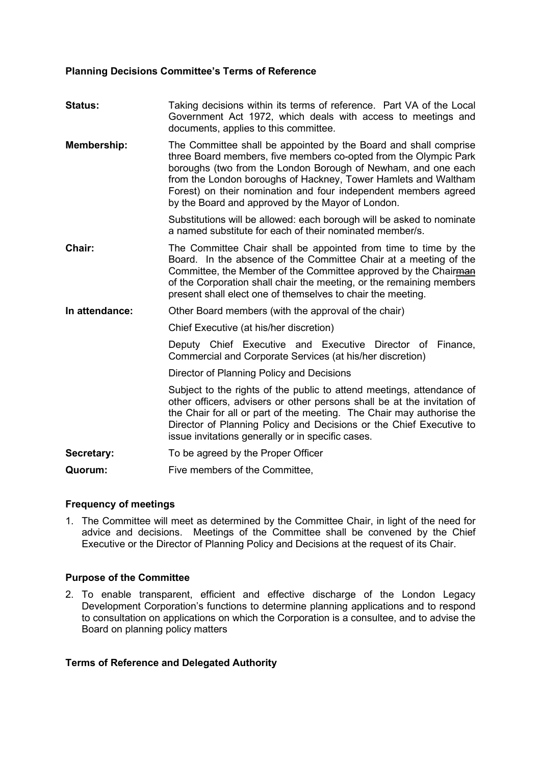**Planning Decisions Committee's Terms of Reference**

**Status:** Taking decisions within its terms of reference. Part VA of the Local Government Act 1972, which deals with access to meetings and documents, applies to this committee.

**Membership:** The Committee shall be appointed by the Board and shall comprise three Board members, five members co-opted from the Olympic Park boroughs (two from the London Borough of Newham, and one each from the London boroughs of Hackney, Tower Hamlets and Waltham Forest) on their nomination and four independent members agreed by the Board and approved by the Mayor of London.

Substitutions will be allowed: each borough will be asked to nominate a named substitute for each of their nominated member/s.

**Chair:** The Committee Chair shall be appointed from time to time by the Board. In the absence of the Committee Chair at a meeting of the Committee, the Member of the Committee approved by the Chair~~man~~ of the Corporation shall chair the meeting, or the remaining members present shall elect one of themselves to chair the meeting.

**In attendance:** Other Board members (with the approval of the chair)

Chief Executive (at his/her discretion)

Deputy Chief Executive and Executive Director of Finance, Commercial and Corporate Services (at his/her discretion)

Director of Planning Policy and Decisions

Subject to the rights of the public to attend meetings, attendance of other officers, advisers or other persons shall be at the invitation of the Chair for all or part of the meeting. The Chair may authorise the Director of Planning Policy and Decisions or the Chief Executive to issue invitations generally or in specific cases.

**Secretary:** To be agreed by the Proper Officer

**Quorum:** Five members of the Committee,

**Frequency of meetings**

1. The Committee will meet as determined by the Committee Chair, in light of the need for advice and decisions. Meetings of the Committee shall be convened by the Chief Executive or the Director of Planning Policy and Decisions at the request of its Chair.

**Purpose of the Committee**

2. To enable transparent, efficient and effective discharge of the London Legacy Development Corporation's functions to determine planning applications and to respond to consultation on applications on which the Corporation is a consultee, and to advise the Board on planning policy matters

**Terms of Reference and Delegated Authority**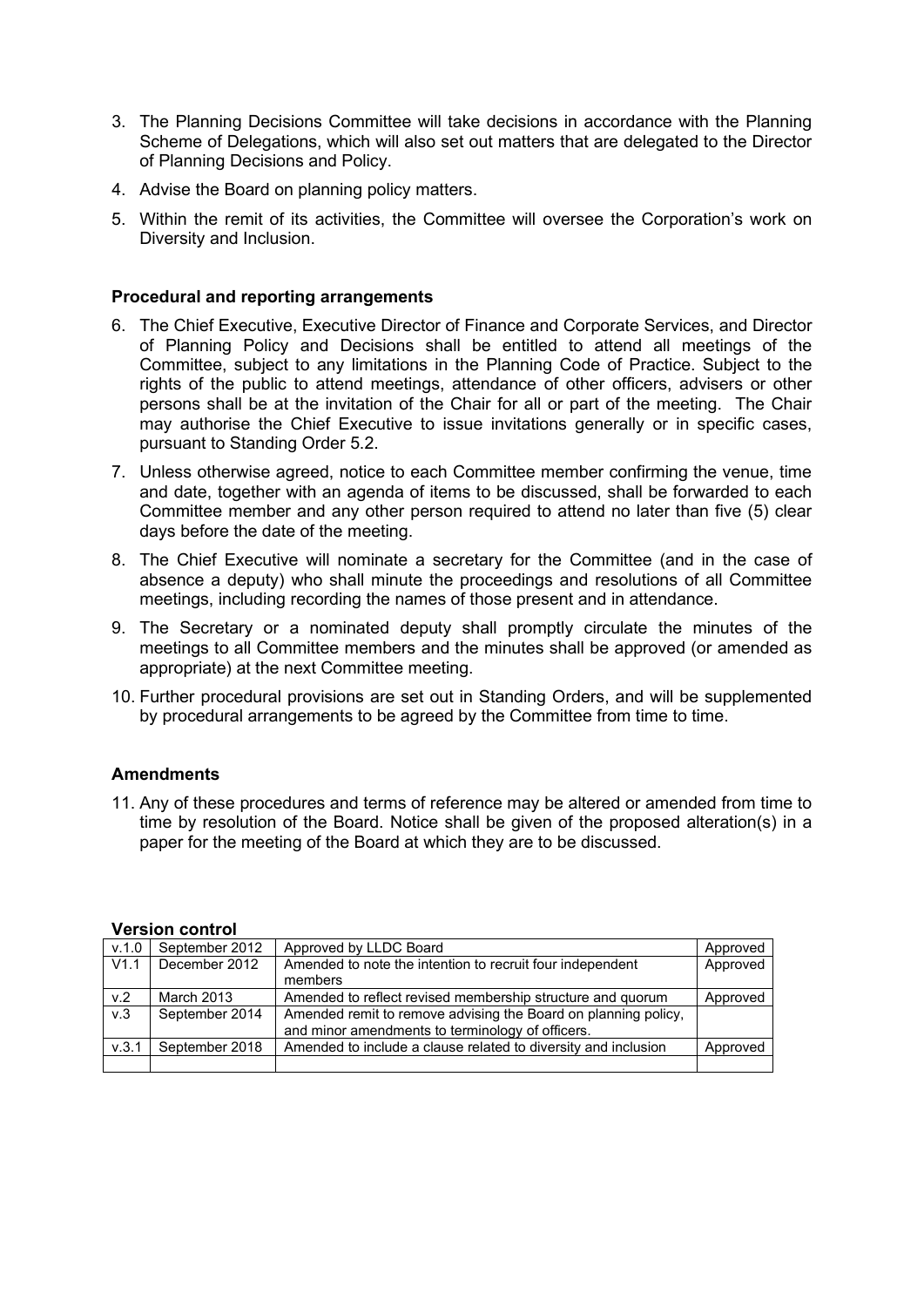3. The Planning Decisions Committee will take decisions in accordance with the Planning Scheme of Delegations, which will also set out matters that are delegated to the Director of Planning Decisions and Policy.
4. Advise the Board on planning policy matters.
5. Within the remit of its activities, the Committee will oversee the Corporation's work on Diversity and Inclusion.

**Procedural and reporting arrangements**

6. The Chief Executive, Executive Director of Finance and Corporate Services, and Director of Planning Policy and Decisions shall be entitled to attend all meetings of the Committee, subject to any limitations in the Planning Code of Practice. Subject to the rights of the public to attend meetings, attendance of other officers, advisers or other persons shall be at the invitation of the Chair for all or part of the meeting. The Chair may authorise the Chief Executive to issue invitations generally or in specific cases, pursuant to Standing Order 5.2.
7. Unless otherwise agreed, notice to each Committee member confirming the venue, time and date, together with an agenda of items to be discussed, shall be forwarded to each Committee member and any other person required to attend no later than five (5) clear days before the date of the meeting.
8. The Chief Executive will nominate a secretary for the Committee (and in the case of absence a deputy) who shall minute the proceedings and resolutions of all Committee meetings, including recording the names of those present and in attendance.
9. The Secretary or a nominated deputy shall promptly circulate the minutes of the meetings to all Committee members and the minutes shall be approved (or amended as appropriate) at the next Committee meeting.
10. Further procedural provisions are set out in Standing Orders, and will be supplemented by procedural arrangements to be agreed by the Committee from time to time.

**Amendments**

11. Any of these procedures and terms of reference may be altered or amended from time to time by resolution of the Board. Notice shall be given of the proposed alteration(s) in a paper for the meeting of the Board at which they are to be discussed.

**Version control**

| | | | |
|---|---|---|---|
| v.1.0 | September 2012 | Approved by LLDC Board | Approved |
| V1.1 | December 2012 | Amended to note the intention to recruit four independent members | Approved |
| v.2 | March 2013 | Amended to reflect revised membership structure and quorum | Approved |
| v.3 | September 2014 | Amended remit to remove advising the Board on planning policy, and minor amendments to terminology of officers. | |
| v.3.1 | September 2018 | Amended to include a clause related to diversity and inclusion | Approved |
| | | | |